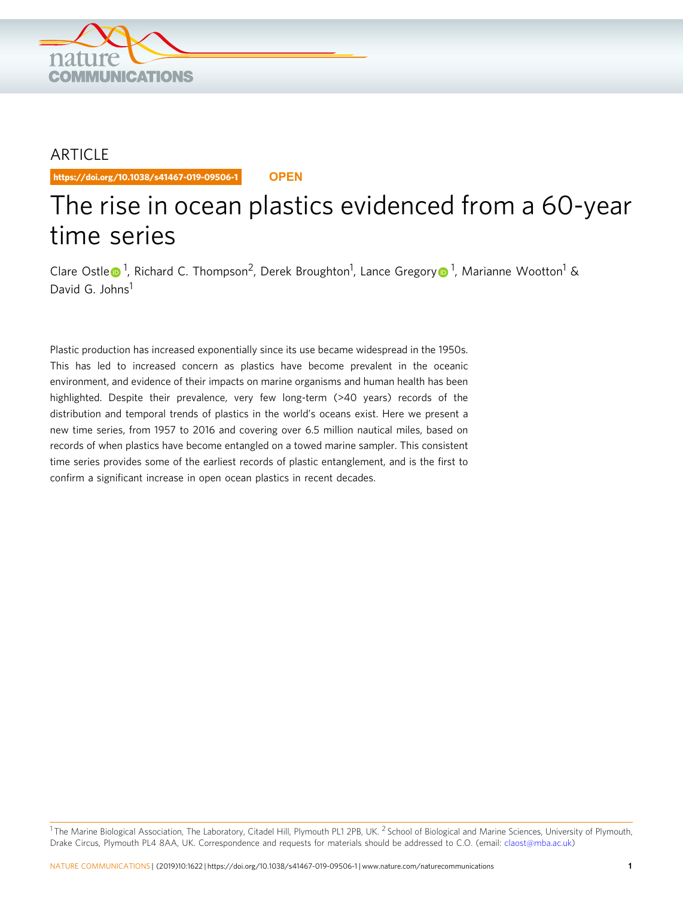ARTICLE

https://doi.org/10.1038/s41467-019-09506-1 OPEN

# The rise in ocean plastics evidenced from a 60-year time series

Clare Ostle[1], Richard C. Thompson[2], Derek Broughton[1], Lance Gregory[1], Marianne Wootton[1] & David G. Johns[1]

Plastic production has increased exponentially since its use became widespread in the 1950s. This has led to increased concern as plastics have become prevalent in the oceanic environment, and evidence of their impacts on marine organisms and human health has been highlighted. Despite their prevalence, very few long-term (>40 years) records of the distribution and temporal trends of plastics in the world's oceans exist. Here we present a new time series, from 1957 to 2016 and covering over 6.5 million nautical miles, based on records of when plastics have become entangled on a towed marine sampler. This consistent time series provides some of the earliest records of plastic entanglement, and is the first to confirm a significant increase in open ocean plastics in recent decades.

[1] The Marine Biological Association, The Laboratory, Citadel Hill, Plymouth PL1 2PB, UK. [2] School of Biological and Marine Sciences, University of Plymouth, Drake Circus, Plymouth PL4 8AA, UK. Correspondence and requests for materials should be addressed to C.O. (email: claost@mba.ac.uk)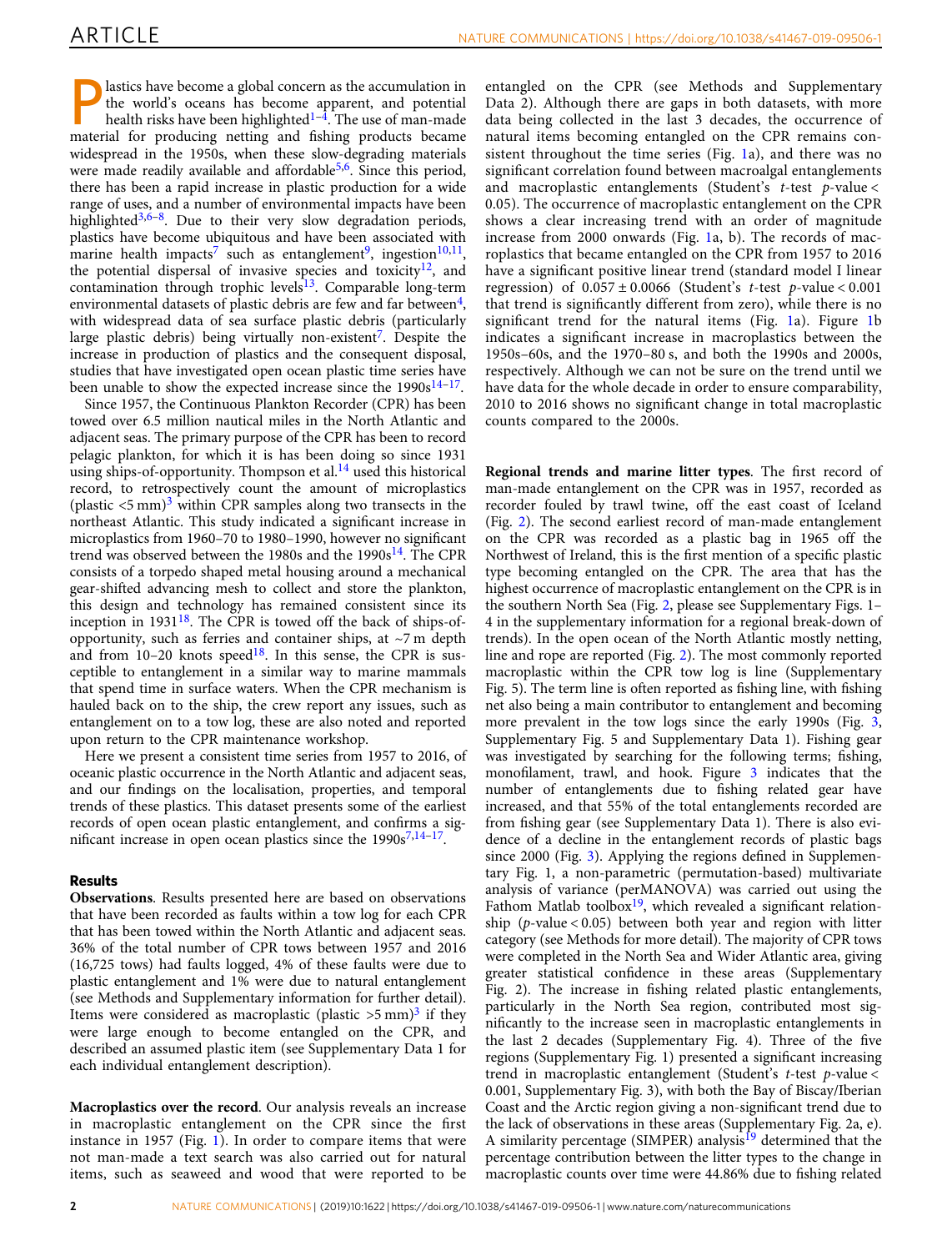Plastics have become a global concern as the accumulation in the world's oceans has become apparent, and potential health risks have been highlighted[1–4]. The use of man-made material for producing netting and fishing products became widespread in the 1950s, when these slow-degrading materials were made readily available and affordable[5,6]. Since this period, there has been a rapid increase in plastic production for a wide range of uses, and a number of environmental impacts have been highlighted[3,6–8]. Due to their very slow degradation periods, plastics have become ubiquitous and have been associated with marine health impacts[7] such as entanglement[9], ingestion[10,11], the potential dispersal of invasive species and toxicity[12], and contamination through trophic levels[13]. Comparable long-term environmental datasets of plastic debris are few and far between[4], with widespread data of sea surface plastic debris (particularly large plastic debris) being virtually non-existent[7]. Despite the increase in production of plastics and the consequent disposal, studies that have investigated open ocean plastic time series have been unable to show the expected increase since the 1990s[14–17].

Since 1957, the Continuous Plankton Recorder (CPR) has been towed over 6.5 million nautical miles in the North Atlantic and adjacent seas. The primary purpose of the CPR has been to record pelagic plankton, for which it is has been doing so since 1931 using ships-of-opportunity. Thompson et al.[14] used this historical record, to retrospectively count the amount of microplastics (plastic <5 mm)[3] within CPR samples along two transects in the northeast Atlantic. This study indicated a significant increase in microplastics from 1960–70 to 1980–1990, however no significant trend was observed between the 1980s and the 1990s[14]. The CPR consists of a torpedo shaped metal housing around a mechanical gear-shifted advancing mesh to collect and store the plankton, this design and technology has remained consistent since its inception in 1931[18]. The CPR is towed off the back of ships-of-opportunity, such as ferries and container ships, at ~7 m depth and from 10–20 knots speed[18]. In this sense, the CPR is susceptible to entanglement in a similar way to marine mammals that spend time in surface waters. When the CPR mechanism is hauled back on to the ship, the crew report any issues, such as entanglement on to a tow log, these are also noted and reported upon return to the CPR maintenance workshop.

Here we present a consistent time series from 1957 to 2016, of oceanic plastic occurrence in the North Atlantic and adjacent seas, and our findings on the localisation, properties, and temporal trends of these plastics. This dataset presents some of the earliest records of open ocean plastic entanglement, and confirms a significant increase in open ocean plastics since the 1990s[7,14–17].

## Results

**Observations**. Results presented here are based on observations that have been recorded as faults within a tow log for each CPR that has been towed within the North Atlantic and adjacent seas. 36% of the total number of CPR tows between 1957 and 2016 (16,725 tows) had faults logged, 4% of these faults were due to plastic entanglement and 1% were due to natural entanglement (see Methods and Supplementary information for further detail). Items were considered as macroplastic (plastic >5 mm)[3] if they were large enough to become entangled on the CPR, and described an assumed plastic item (see Supplementary Data 1 for each individual entanglement description).

**Macroplastics over the record**. Our analysis reveals an increase in macroplastic entanglement on the CPR since the first instance in 1957 (Fig. 1). In order to compare items that were not man-made a text search was also carried out for natural items, such as seaweed and wood that were reported to be entangled on the CPR (see Methods and Supplementary Data 2). Although there are gaps in both datasets, with more data being collected in the last 3 decades, the occurrence of natural items becoming entangled on the CPR remains consistent throughout the time series (Fig. 1a), and there was no significant correlation found between macroalgal entanglements and macroplastic entanglements (Student's $t$-test $p$-value < 0.05). The occurrence of macroplastic entanglement on the CPR shows a clear increasing trend with an order of magnitude increase from 2000 onwards (Fig. 1a, b). The records of macroplastics that became entangled on the CPR from 1957 to 2016 have a significant positive linear trend (standard model I linear regression) of $0.057 \pm 0.0066$ (Student's $t$-test $p$-value < 0.001 that trend is significantly different from zero), while there is no significant trend for the natural items (Fig. 1a). Figure 1b indicates a significant increase in macroplastics between the 1950s–60s, and the 1970–80 s, and both the 1990s and 2000s, respectively. Although we can not be sure on the trend until we have data for the whole decade in order to ensure comparability, 2010 to 2016 shows no significant change in total macroplastic counts compared to the 2000s.

**Regional trends and marine litter types**. The first record of man-made entanglement on the CPR was in 1957, recorded as recorder fouled by trawl twine, off the east coast of Iceland (Fig. 2). The second earliest record of man-made entanglement on the CPR was recorded as a plastic bag in 1965 off the Northwest of Ireland, this is the first mention of a specific plastic type becoming entangled on the CPR. The area that has the highest occurrence of macroplastic entanglement on the CPR is in the southern North Sea (Fig. 2, please see Supplementary Figs. 1–4 in the supplementary information for a regional break-down of trends). In the open ocean of the North Atlantic mostly netting, line and rope are reported (Fig. 2). The most commonly reported macroplastic within the CPR tow log is line (Supplementary Fig. 5). The term line is often reported as fishing line, with fishing net also being a main contributor to entanglement and becoming more prevalent in the tow logs since the early 1990s (Fig. 3, Supplementary Fig. 5 and Supplementary Data 1). Fishing gear was investigated by searching for the following terms; fishing, monofilament, trawl, and hook. Figure 3 indicates that the number of entanglements due to fishing related gear have increased, and that 55% of the total entanglements recorded are from fishing gear (see Supplementary Data 1). There is also evidence of a decline in the entanglement records of plastic bags since 2000 (Fig. 3). Applying the regions defined in Supplementary Fig. 1, a non-parametric (permutation-based) multivariate analysis of variance (perMANOVA) was carried out using the Fathom Matlab toolbox[19], which revealed a significant relationship ($p$-value < 0.05) between both year and region with litter category (see Methods for more detail). The majority of CPR tows were completed in the North Sea and Wider Atlantic area, giving greater statistical confidence in these areas (Supplementary Fig. 2). The increase in fishing related plastic entanglements, particularly in the North Sea region, contributed most significantly to the increase seen in macroplastic entanglements in the last 2 decades (Supplementary Fig. 4). Three of the five regions (Supplementary Fig. 1) presented a significant increasing trend in macroplastic entanglement (Student's $t$-test $p$-value < 0.001, Supplementary Fig. 3), with both the Bay of Biscay/Iberian Coast and the Arctic region giving a non-significant trend due to the lack of observations in these areas (Supplementary Fig. 2a, e). A similarity percentage (SIMPER) analysis[19] determined that the percentage contribution between the litter types to the change in macroplastic counts over time were 44.86% due to fishing related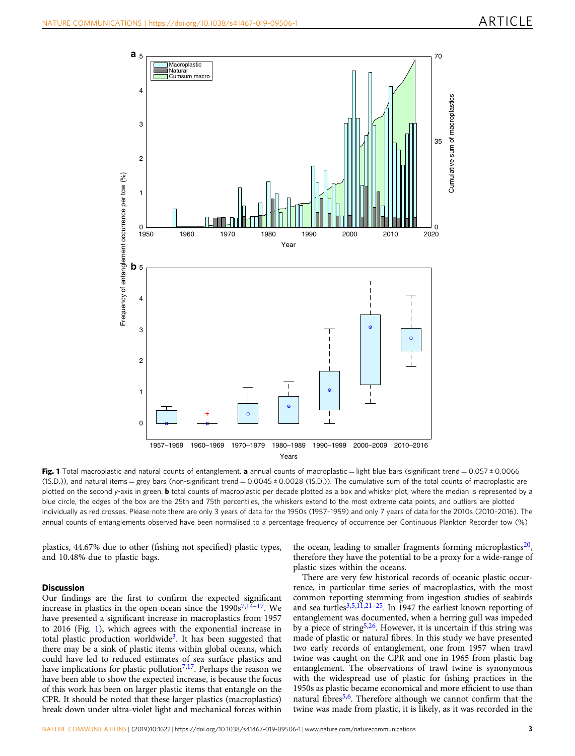**Fig. 1** Total macroplastic and natural counts of entanglement. **a** annual counts of macroplastic = light blue bars (significant trend = 0.057 ± 0.0066 (1S.D.)), and natural items = grey bars (non-significant trend = 0.0045 ± 0.0028 (1S.D.)). The cumulative sum of the total counts of macroplastic are plotted on the second y-axis in green. **b** total counts of macroplastic per decade plotted as a box and whisker plot, where the median is represented by a blue circle, the edges of the box are the 25th and 75th percentiles, the whiskers extend to the most extreme data points, and outliers are plotted individually as red crosses. Please note there are only 3 years of data for the 1950s (1957–1959) and only 7 years of data for the 2010s (2010–2016). The annual counts of entanglements observed have been normalised to a percentage frequency of occurrence per Continuous Plankton Recorder tow (%)

plastics, 44.67% due to other (fishing not specified) plastic types, and 10.48% due to plastic bags.

## Discussion

Our findings are the first to confirm the expected significant increase in plastics in the open ocean since the 1990s[7,14–17]. We have presented a significant increase in macroplastics from 1957 to 2016 (Fig. 1), which agrees with the exponential increase in total plastic production worldwide[3]. It has been suggested that there may be a sink of plastic items within global oceans, which could have led to reduced estimates of sea surface plastics and have implications for plastic pollution[7,17]. Perhaps the reason we have been able to show the expected increase, is because the focus of this work has been on larger plastic items that entangle on the CPR. It should be noted that these larger plastics (macroplastics) break down under ultra-violet light and mechanical forces within the ocean, leading to smaller fragments forming microplastics[20], therefore they have the potential to be a proxy for a wide-range of plastic sizes within the oceans.

There are very few historical records of oceanic plastic occurrence, in particular time series of macroplastics, with the most common reporting stemming from ingestion studies of seabirds and sea turtles[3,5,11,21–25]. In 1947 the earliest known reporting of entanglement was documented, when a herring gull was impeded by a piece of string[5,26]. However, it is uncertain if this string was made of plastic or natural fibres. In this study we have presented two early records of entanglement, one from 1957 when trawl twine was caught on the CPR and one in 1965 from plastic bag entanglement. The observations of trawl twine is synonymous with the widespread use of plastic for fishing practices in the 1950s as plastic became economical and more efficient to use than natural fibres[5,6]. Therefore although we cannot confirm that the twine was made from plastic, it is likely, as it was recorded in the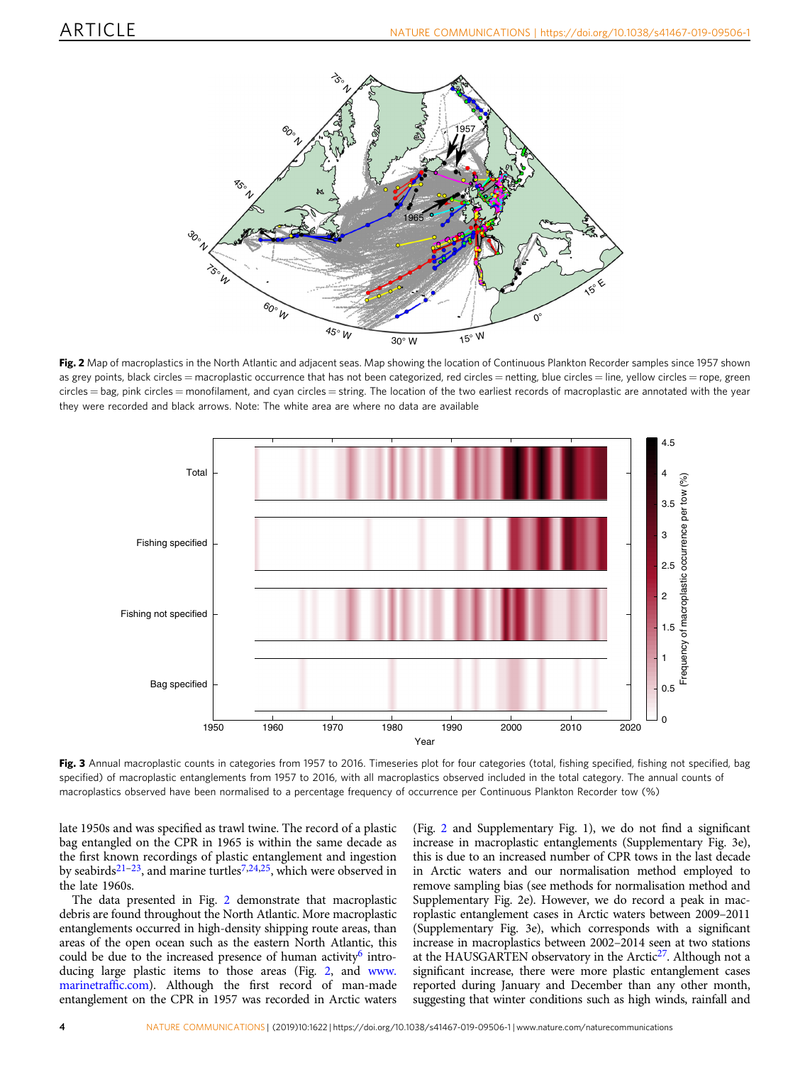**Fig. 2** Map of macroplastics in the North Atlantic and adjacent seas. Map showing the location of Continuous Plankton Recorder samples since 1957 shown as grey points, black circles = macroplastic occurrence that has not been categorized, red circles = netting, blue circles = line, yellow circles = rope, green circles = bag, pink circles = monofilament, and cyan circles = string. The location of the two earliest records of macroplastic are annotated with the year they were recorded and black arrows. Note: The white area are where no data are available

**Fig. 3** Annual macroplastic counts in categories from 1957 to 2016. Timeseries plot for four categories (total, fishing specified, fishing not specified, bag specified) of macroplastic entanglements from 1957 to 2016, with all macroplastics observed included in the total category. The annual counts of macroplastics observed have been normalised to a percentage frequency of occurrence per Continuous Plankton Recorder tow (%)

late 1950s and was specified as trawl twine. The record of a plastic bag entangled on the CPR in 1965 is within the same decade as the first known recordings of plastic entanglement and ingestion by seabirds[21–23], and marine turtles[7,24,25], which were observed in the late 1960s.

The data presented in Fig. 2 demonstrate that macroplastic debris are found throughout the North Atlantic. More macroplastic entanglements occurred in high-density shipping route areas, than areas of the open ocean such as the eastern North Atlantic, this could be due to the increased presence of human activity[6] introducing large plastic items to those areas (Fig. 2, and www.marinetraffic.com). Although the first record of man-made entanglement on the CPR in 1957 was recorded in Arctic waters (Fig. 2 and Supplementary Fig. 1), we do not find a significant increase in macroplastic entanglements (Supplementary Fig. 3e), this is due to an increased number of CPR tows in the last decade in Arctic waters and our normalisation method employed to remove sampling bias (see methods for normalisation method and Supplementary Fig. 2e). However, we do record a peak in macroplastic entanglement cases in Arctic waters between 2009–2011 (Supplementary Fig. 3e), which corresponds with a significant increase in macroplastics between 2002–2014 seen at two stations at the HAUSGARTEN observatory in the Arctic[27]. Although not a significant increase, there were more plastic entanglement cases reported during January and December than any other month, suggesting that winter conditions such as high winds, rainfall and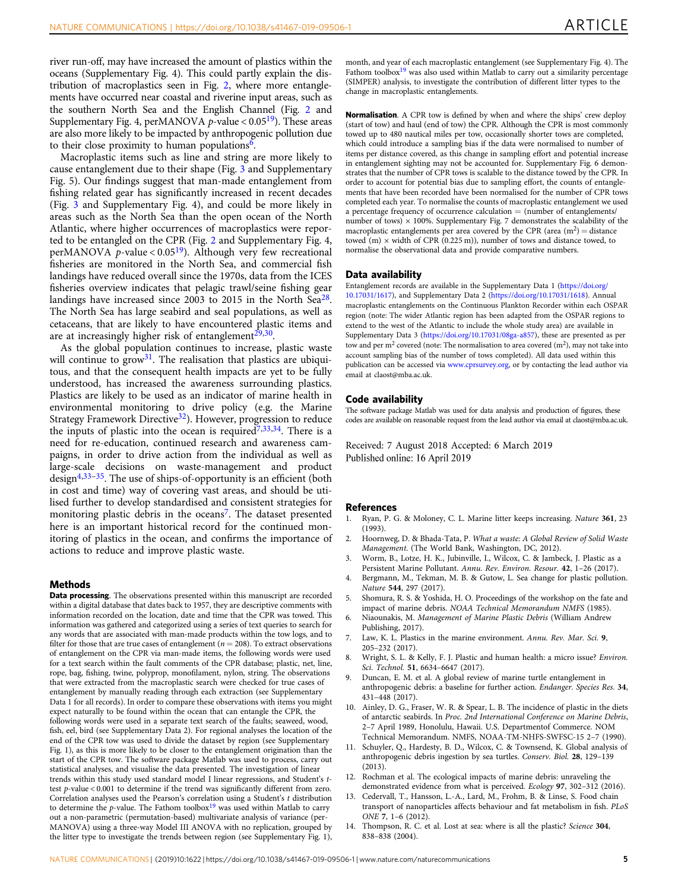river run-off, may have increased the amount of plastics within the oceans (Supplementary Fig. 4). This could partly explain the distribution of macroplastics seen in Fig. 2, where more entanglements have occurred near coastal and riverine input areas, such as the southern North Sea and the English Channel (Fig. 2 and Supplementary Fig. 4, perMANOVA $p$-value < 0.05[19]). These areas are also more likely to be impacted by anthropogenic pollution due to their close proximity to human populations[6].

Macroplastic items such as line and string are more likely to cause entanglement due to their shape (Fig. 3 and Supplementary Fig. 5). Our findings suggest that man-made entanglement from fishing related gear has significantly increased in recent decades (Fig. 3 and Supplementary Fig. 4), and could be more likely in areas such as the North Sea than the open ocean of the North Atlantic, where higher occurrences of macroplastics were reported to be entangled on the CPR (Fig. 2 and Supplementary Fig. 4, perMANOVA $p$-value < 0.05[19]). Although very few recreational fisheries are monitored in the North Sea, and commercial fish landings have reduced overall since the 1970s, data from the ICES fisheries overview indicates that pelagic trawl/seine fishing gear landings have increased since 2003 to 2015 in the North Sea[28]. The North Sea has large seabird and seal populations, as well as cetaceans, that are likely to have encountered plastic items and are at increasingly higher risk of entanglement[29,30].

As the global population continues to increase, plastic waste will continue to grow[31]. The realisation that plastics are ubiquitous, and that the consequent health impacts are yet to be fully understood, has increased the awareness surrounding plastics. Plastics are likely to be used as an indicator of marine health in environmental monitoring to drive policy (e.g. the Marine Strategy Framework Directive[32]). However, progression to reduce the inputs of plastic into the ocean is required[7,33,34]. There is a need for re-education, continued research and awareness campaigns, in order to drive action from the individual as well as large-scale decisions on waste-management and product design[4,33–35]. The use of ships-of-opportunity is an efficient (both in cost and time) way of covering vast areas, and should be utilised further to develop standardised and consistent strategies for monitoring plastic debris in the oceans[7]. The dataset presented here is an important historical record for the continued monitoring of plastics in the ocean, and confirms the importance of actions to reduce and improve plastic waste.

## Methods

**Data processing**. The observations presented within this manuscript are recorded within a digital database that dates back to 1957, they are descriptive comments with information recorded on the location, date and time that the CPR was towed. This information was gathered and categorized using a series of text queries to search for any words that are associated with man-made products within the tow logs, and to filter for those that are true cases of entanglement ($n = 208$). To extract observations of entanglement on the CPR via man-made items, the following words were used for a text search within the fault comments of the CPR database; plastic, net, line, rope, bag, fishing, twine, polyprop, monofilament, nylon, string. The observations that were extracted from the macroplastic search were checked for true cases of entanglement by manually reading through each extraction (see Supplementary Data 1 for all records). In order to compare these observations with items you might expect naturally to be found within the ocean that can entangle the CPR, the following words were used in a separate text search of the faults; seaweed, wood, fish, eel, bird (see Supplementary Data 2). For regional analyses the location of the end of the CPR tow was used to divide the dataset by region (see Supplementary Fig. 1), as this is more likely to be closer to the entanglement origination than the start of the CPR tow. The software package Matlab was used to process, carry out statistical analyses, and visualise the data presented. The investigation of linear trends within this study used standard model I linear regressions, and Student's $t$-test $p$-value < 0.001 to determine if the trend was significantly different from zero. Correlation analyses used the Pearson's correlation using a Student's $t$ distribution to determine the $p$-value. The Fathom toolbox[19] was used within Matlab to carry out a non-parametric (permutation-based) multivariate analysis of variance (perMANOVA) using a three-way Model III ANOVA with no replication, grouped by the litter type to investigate the trends between region (see Supplementary Fig. 1), month, and year of each macroplastic entanglement (see Supplementary Fig. 4). The Fathom toolbox[19] was also used within Matlab to carry out a similarity percentage (SIMPER) analysis, to investigate the contribution of different litter types to the change in macroplastic entanglements.

**Normalisation**. A CPR tow is defined by when and where the ships' crew deploy (start of tow) and haul (end of tow) the CPR. Although the CPR is most commonly towed up to 480 nautical miles per tow, occasionally shorter tows are completed, which could introduce a sampling bias if the data were normalised to number of items per distance covered, as this change in sampling effort and potential increase in entanglement sighting may not be accounted for. Supplementary Fig. 6 demonstrates that the number of CPR tows is scalable to the distance towed by the CPR. In order to account for potential bias due to sampling effort, the counts of entanglements that have been recorded have been normalised for the number of CPR tows completed each year. To normalise the counts of macroplastic entanglement we used a percentage frequency of occurrence calculation = (number of entanglements/number of tows) × 100%. Supplementary Fig. 7 demonstrates the scalability of the macroplastic entanglements per area covered by the CPR (area ($m^2$) = distance towed (m) × width of CPR (0.225 m)), number of tows and distance towed, to normalise the observational data and provide comparative numbers.

## Data availability

Entanglement records are available in the Supplementary Data 1 (https://doi.org/10.17031/1617), and Supplementary Data 2 (https://doi.org/10.17031/1618). Annual macroplastic entanglements on the Continuous Plankton Recorder within each OSPAR region (note: The wider Atlantic region has been adapted from the OSPAR regions to extend to the west of the Atlantic to include the whole study area) are available in Supplementary Data 3 (https://doi.org/10.17031/08ga-a857), these are presented as per tow and per $m^2$ covered (note: The normalisation to area covered ($m^2$), may not take into account sampling bias of the number of tows completed). All data used within this publication can be accessed via www.cprsurvey.org, or by contacting the lead author via email at claost@mba.ac.uk.

## Code availability

The software package Matlab was used for data analysis and production of figures, these codes are available on reasonable request from the lead author via email at claost@mba.ac.uk.

Received: 7 August 2018 Accepted: 6 March 2019
Published online: 16 April 2019

## References

1. Ryan, P. G. & Moloney, C. L. Marine litter keeps increasing. *Nature* **361**, 23 (1993).
2. Hoornweg, D. & Bhada-Tata, P. *What a waste: A Global Review of Solid Waste Management*. (The World Bank, Washington, DC, 2012).
3. Worm, B., Lotze, H. K., Jubinville, I., Wilcox, C. & Jambeck, J. Plastic as a Persistent Marine Pollutant. *Annu. Rev. Environ. Resour.* **42**, 1–26 (2017).
4. Bergmann, M., Tekman, M. B. & Gutow, L. Sea change for plastic pollution. *Nature* **544**, 297 (2017).
5. Shomura, R. S. & Yoshida, H. O. Proceedings of the workshop on the fate and impact of marine debris. *NOAA Technical Memorandum NMFS* (1985).
6. Niaounakis, M. *Management of Marine Plastic Debris* (William Andrew Publishing, 2017).
7. Law, K. L. Plastics in the marine environment. *Annu. Rev. Mar. Sci.* **9**, 205–232 (2017).
8. Wright, S. L. & Kelly, F. J. Plastic and human health: a micro issue? *Environ. Sci. Technol.* **51**, 6634–6647 (2017).
9. Duncan, E. M. et al. A global review of marine turtle entanglement in anthropogenic debris: a baseline for further action. *Endanger. Species Res.* **34**, 431–448 (2017).
10. Ainley, D. G., Fraser, W. R. & Spear, L. B. The incidence of plastic in the diets of antarctic seabirds. In *Proc. 2nd International Conference on Marine Debris*, 2–7 April 1989, Honolulu, Hawaii. U.S. Departmentof Commerce. NOM Technical Memorandum. NMFS, NOAA-TM-NHFS-SWFSC-15 2–7 (1990).
11. Schuyler, Q., Hardesty, B. D., Wilcox, C. & Townsend, K. Global analysis of anthropogenic debris ingestion by sea turtles. *Conserv. Biol.* **28**, 129–139 (2013).
12. Rochman et al. The ecological impacts of marine debris: unraveling the demonstrated evidence from what is perceived. *Ecology* **97**, 302–312 (2016).
13. Cedervall, T., Hansson, L.-A., Lard, M., Frohm, B. & Linse, S. Food chain transport of nanoparticles affects behaviour and fat metabolism in fish. *PLoS ONE* **7**, 1–6 (2012).
14. Thompson, R. C. et al. Lost at sea: where is all the plastic? *Science* **304**, 838–838 (2004).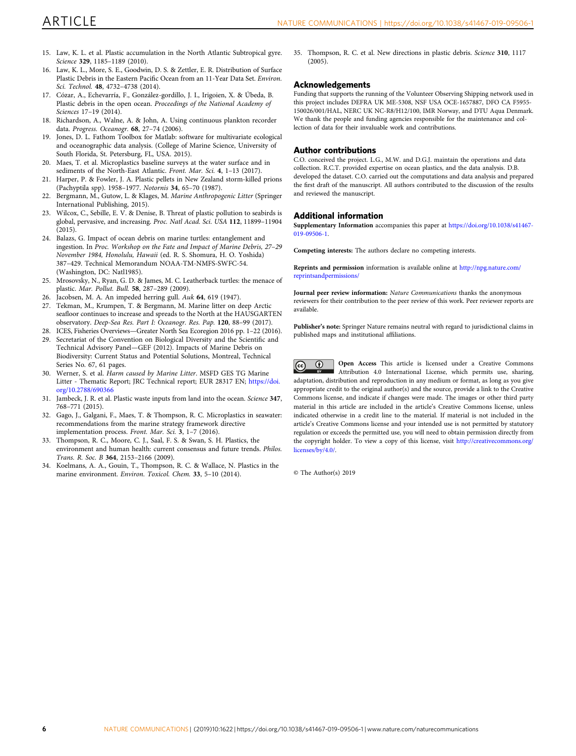15. Law, K. L. et al. Plastic accumulation in the North Atlantic Subtropical gyre. *Science* **329**, 1185–1189 (2010).
16. Law, K. L., More, S. E., Goodwin, D. S. & Zettler, E. R. Distribution of Surface Plastic Debris in the Eastern Pacific Ocean from an 11-Year Data Set. *Environ. Sci. Technol.* **48**, 4732–4738 (2014).
17. Cózar, A., Echevarría, F., González-gordillo, J. I., Irigoien, X. & Úbeda, B. Plastic debris in the open ocean. *Proceedings of the National Academy of Sciences* 17–19 (2014).
18. Richardson, A., Walne, A. & John, A. Using continuous plankton recorder data. *Progress. Oceanogr.* **68**, 27–74 (2006).
19. Jones, D. L. Fathom Toolbox for Matlab: software for multivariate ecological and oceanographic data analysis. (College of Marine Science, University of South Florida, St. Petersburg, FL, USA. 2015).
20. Maes, T. et al. Microplastics baseline surveys at the water surface and in sediments of the North-East Atlantic. *Front. Mar. Sci.* **4**, 1–13 (2017).
21. Harper, P. & Fowler, J. A. Plastic pellets in New Zealand storm-killed prions (Pachyptila spp). 1958–1977. *Notornis* **34**, 65–70 (1987).
22. Bergmann, M., Gutow, L. & Klages, M. *Marine Anthropogenic Litter* (Springer International Publishing, 2015).
23. Wilcox, C., Sebille, E. V. & Denise, B. Threat of plastic pollution to seabirds is global, pervasive, and increasing. *Proc. Natl Acad. Sci. USA* **112**, 11899–11904 (2015).
24. Balazs, G. Impact of ocean debris on marine turtles: entanglement and ingestion. In *Proc. Workshop on the Fate and Impact of Marine Debris, 27–29 November 1984, Honolulu, Hawaii* (ed. R. S. Shomura, H. O. Yoshida) 387–429. Technical Memorandum NOAA-TM-NMFS-SWFC-54. (Washington, DC: Natl1985).
25. Mrosovsky, N., Ryan, G. D. & James, M. C. Leatherback turtles: the menace of plastic. *Mar. Pollut. Bull.* **58**, 287–289 (2009).
26. Jacobsen, M. A. An impeded herring gull. *Auk* **64**, 619 (1947).
27. Tekman, M., Krumpen, T. & Bergmann, M. Marine litter on deep Arctic seafloor continues to increase and spreads to the North at the HAUSGARTEN observatory. *Deep-Sea Res. Part I: Oceanogr. Res. Pap.* **120**, 88–99 (2017).
28. ICES, Fisheries Overviews—Greater North Sea Ecoregion 2016 pp. 1–22 (2016).
29. Secretariat of the Convention on Biological Diversity and the Scientific and Technical Advisory Panel—GEF (2012). Impacts of Marine Debris on Biodiversity: Current Status and Potential Solutions, Montreal, Technical Series No. 67, 61 pages.
30. Werner, S. et al. *Harm caused by Marine Litter*. MSFD GES TG Marine Litter - Thematic Report; JRC Technical report; EUR 28317 EN; https://doi.org/10.2788/690366
31. Jambeck, J. R. et al. Plastic waste inputs from land into the ocean. *Science* **347**, 768–771 (2015).
32. Gago, J., Galgani, F., Maes, T. & Thompson, R. C. Microplastics in seawater: recommendations from the marine strategy framework directive implementation process. *Front. Mar. Sci.* **3**, 1–7 (2016).
33. Thompson, R. C., Moore, C. J., Saal, F. S. & Swan, S. H. Plastics, the environment and human health: current consensus and future trends. *Philos. Trans. R. Soc. B* **364**, 2153–2166 (2009).
34. Koelmans, A. A., Gouin, T., Thompson, R. C. & Wallace, N. Plastics in the marine environment. *Environ. Toxicol. Chem.* **33**, 5–10 (2014).
35. Thompson, R. C. et al. New directions in plastic debris. *Science* **310**, 1117 (2005).

## Acknowledgements

Funding that supports the running of the Volunteer Observing Shipping network used in this project includes DEFRA UK ME-5308, NSF USA OCE-1657887, DFO CA F5955-150026/001/HAL, NERC UK NC-R8/H12/100, IMR Norway, and DTU Aqua Denmark. We thank the people and funding agencies responsible for the maintenance and collection of data for their invaluable work and contributions.

## Author contributions

C.O. conceived the project. L.G., M.W. and D.G.J. maintain the operations and data collection. R.C.T. provided expertise on ocean plastics, and the data analysis. D.B. developed the dataset. C.O. carried out the computations and data analysis and prepared the first draft of the manuscript. All authors contributed to the discussion of the results and reviewed the manuscript.

## Additional information

**Supplementary Information** accompanies this paper at https://doi.org/10.1038/s41467-019-09506-1.

**Competing interests:** The authors declare no competing interests.

**Reprints and permission** information is available online at http://npg.nature.com/reprintsandpermissions/

**Journal peer review information:** *Nature Communications* thanks the anonymous reviewers for their contribution to the peer review of this work. Peer reviewer reports are available.

**Publisher's note:** Springer Nature remains neutral with regard to jurisdictional claims in published maps and institutional affiliations.

**Open Access** This article is licensed under a Creative Commons Attribution 4.0 International License, which permits use, sharing, adaptation, distribution and reproduction in any medium or format, as long as you give appropriate credit to the original author(s) and the source, provide a link to the Creative Commons license, and indicate if changes were made. The images or other third party material in this article are included in the article's Creative Commons license, unless indicated otherwise in a credit line to the material. If material is not included in the article's Creative Commons license and your intended use is not permitted by statutory regulation or exceeds the permitted use, you will need to obtain permission directly from the copyright holder. To view a copy of this license, visit http://creativecommons.org/licenses/by/4.0/.

© The Author(s) 2019